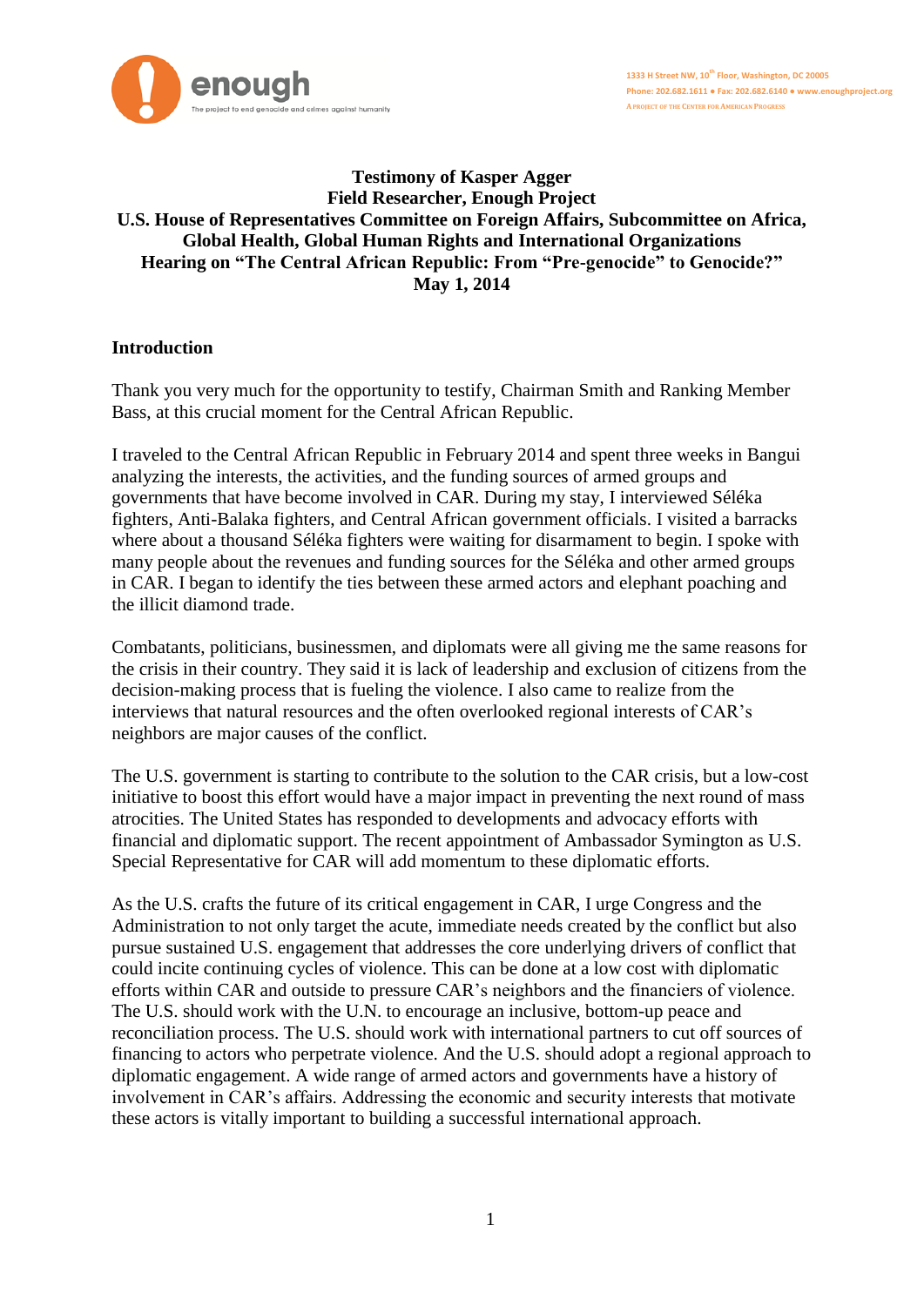enough
The project to end genocide and crimes against humanity

1333 H Street NW, 10th Floor, Washington, DC 20005
Phone: 202.682.1611 • Fax: 202.682.6140 • www.enoughproject.org
A PROJECT OF THE CENTER FOR AMERICAN PROGRESS

**Testimony of Kasper Agger**
**Field Researcher, Enough Project**
**U.S. House of Representatives Committee on Foreign Affairs, Subcommittee on Africa, Global Health, Global Human Rights and International Organizations**
**Hearing on "The Central African Republic: From "Pre-genocide" to Genocide?"**
**May 1, 2014**

## Introduction

Thank you very much for the opportunity to testify, Chairman Smith and Ranking Member Bass, at this crucial moment for the Central African Republic.

I traveled to the Central African Republic in February 2014 and spent three weeks in Bangui analyzing the interests, the activities, and the funding sources of armed groups and governments that have become involved in CAR. During my stay, I interviewed Séléka fighters, Anti-Balaka fighters, and Central African government officials. I visited a barracks where about a thousand Séléka fighters were waiting for disarmament to begin. I spoke with many people about the revenues and funding sources for the Séléka and other armed groups in CAR. I began to identify the ties between these armed actors and elephant poaching and the illicit diamond trade.

Combatants, politicians, businessmen, and diplomats were all giving me the same reasons for the crisis in their country. They said it is lack of leadership and exclusion of citizens from the decision-making process that is fueling the violence. I also came to realize from the interviews that natural resources and the often overlooked regional interests of CAR's neighbors are major causes of the conflict.

The U.S. government is starting to contribute to the solution to the CAR crisis, but a low-cost initiative to boost this effort would have a major impact in preventing the next round of mass atrocities. The United States has responded to developments and advocacy efforts with financial and diplomatic support. The recent appointment of Ambassador Symington as U.S. Special Representative for CAR will add momentum to these diplomatic efforts.

As the U.S. crafts the future of its critical engagement in CAR, I urge Congress and the Administration to not only target the acute, immediate needs created by the conflict but also pursue sustained U.S. engagement that addresses the core underlying drivers of conflict that could incite continuing cycles of violence. This can be done at a low cost with diplomatic efforts within CAR and outside to pressure CAR's neighbors and the financiers of violence. The U.S. should work with the U.N. to encourage an inclusive, bottom-up peace and reconciliation process. The U.S. should work with international partners to cut off sources of financing to actors who perpetrate violence. And the U.S. should adopt a regional approach to diplomatic engagement. A wide range of armed actors and governments have a history of involvement in CAR's affairs. Addressing the economic and security interests that motivate these actors is vitally important to building a successful international approach.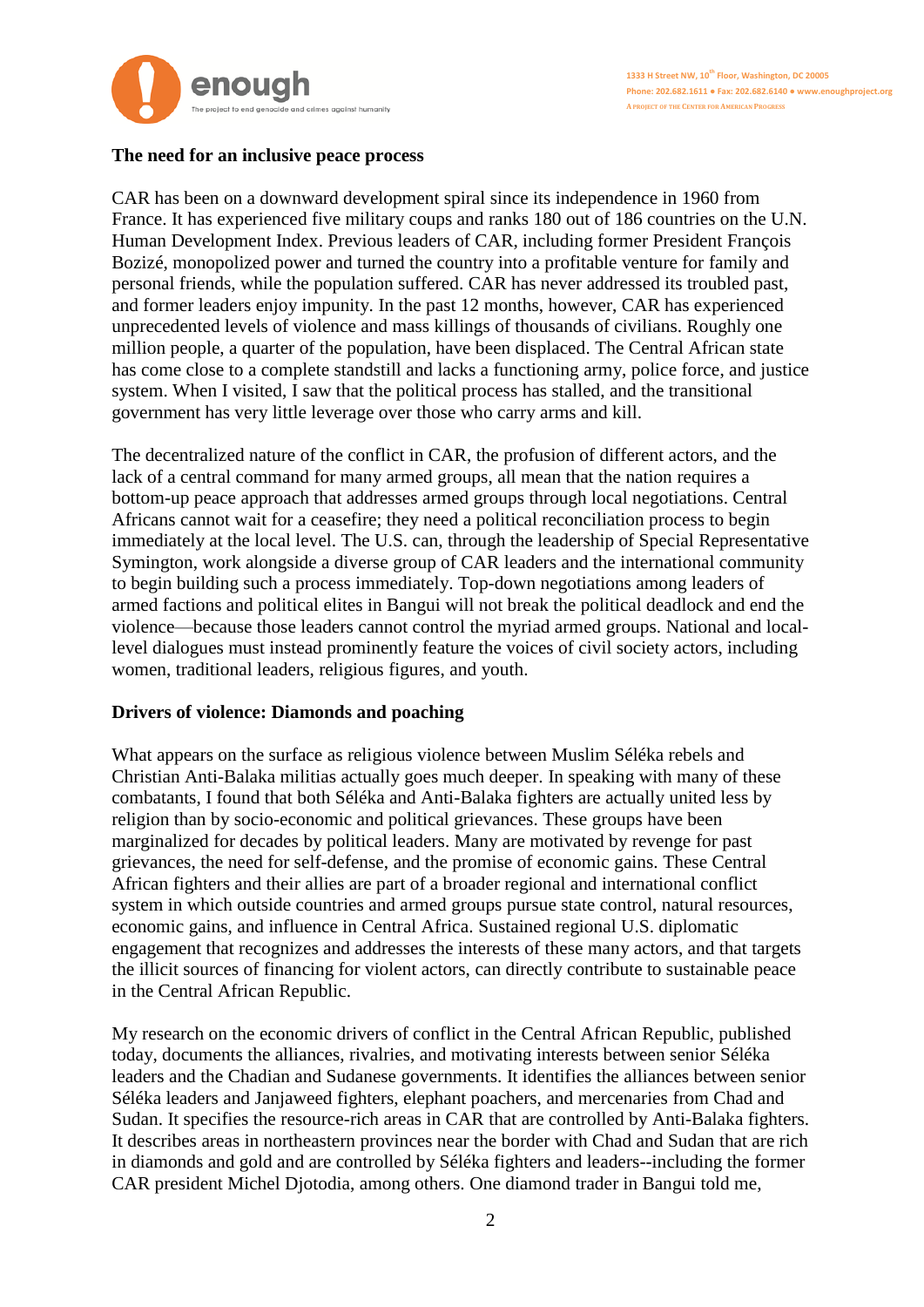**The need for an inclusive peace process**

CAR has been on a downward development spiral since its independence in 1960 from France. It has experienced five military coups and ranks 180 out of 186 countries on the U.N. Human Development Index. Previous leaders of CAR, including former President François Bozizé, monopolized power and turned the country into a profitable venture for family and personal friends, while the population suffered. CAR has never addressed its troubled past, and former leaders enjoy impunity. In the past 12 months, however, CAR has experienced unprecedented levels of violence and mass killings of thousands of civilians. Roughly one million people, a quarter of the population, have been displaced. The Central African state has come close to a complete standstill and lacks a functioning army, police force, and justice system. When I visited, I saw that the political process has stalled, and the transitional government has very little leverage over those who carry arms and kill.

The decentralized nature of the conflict in CAR, the profusion of different actors, and the lack of a central command for many armed groups, all mean that the nation requires a bottom-up peace approach that addresses armed groups through local negotiations. Central Africans cannot wait for a ceasefire; they need a political reconciliation process to begin immediately at the local level. The U.S. can, through the leadership of Special Representative Symington, work alongside a diverse group of CAR leaders and the international community to begin building such a process immediately. Top-down negotiations among leaders of armed factions and political elites in Bangui will not break the political deadlock and end the violence—because those leaders cannot control the myriad armed groups. National and local-level dialogues must instead prominently feature the voices of civil society actors, including women, traditional leaders, religious figures, and youth.

**Drivers of violence: Diamonds and poaching**

What appears on the surface as religious violence between Muslim Séléka rebels and Christian Anti-Balaka militias actually goes much deeper. In speaking with many of these combatants, I found that both Séléka and Anti-Balaka fighters are actually united less by religion than by socio-economic and political grievances. These groups have been marginalized for decades by political leaders. Many are motivated by revenge for past grievances, the need for self-defense, and the promise of economic gains. These Central African fighters and their allies are part of a broader regional and international conflict system in which outside countries and armed groups pursue state control, natural resources, economic gains, and influence in Central Africa. Sustained regional U.S. diplomatic engagement that recognizes and addresses the interests of these many actors, and that targets the illicit sources of financing for violent actors, can directly contribute to sustainable peace in the Central African Republic.

My research on the economic drivers of conflict in the Central African Republic, published today, documents the alliances, rivalries, and motivating interests between senior Séléka leaders and the Chadian and Sudanese governments. It identifies the alliances between senior Séléka leaders and Janjaweed fighters, elephant poachers, and mercenaries from Chad and Sudan. It specifies the resource-rich areas in CAR that are controlled by Anti-Balaka fighters. It describes areas in northeastern provinces near the border with Chad and Sudan that are rich in diamonds and gold and are controlled by Séléka fighters and leaders--including the former CAR president Michel Djotodia, among others. One diamond trader in Bangui told me,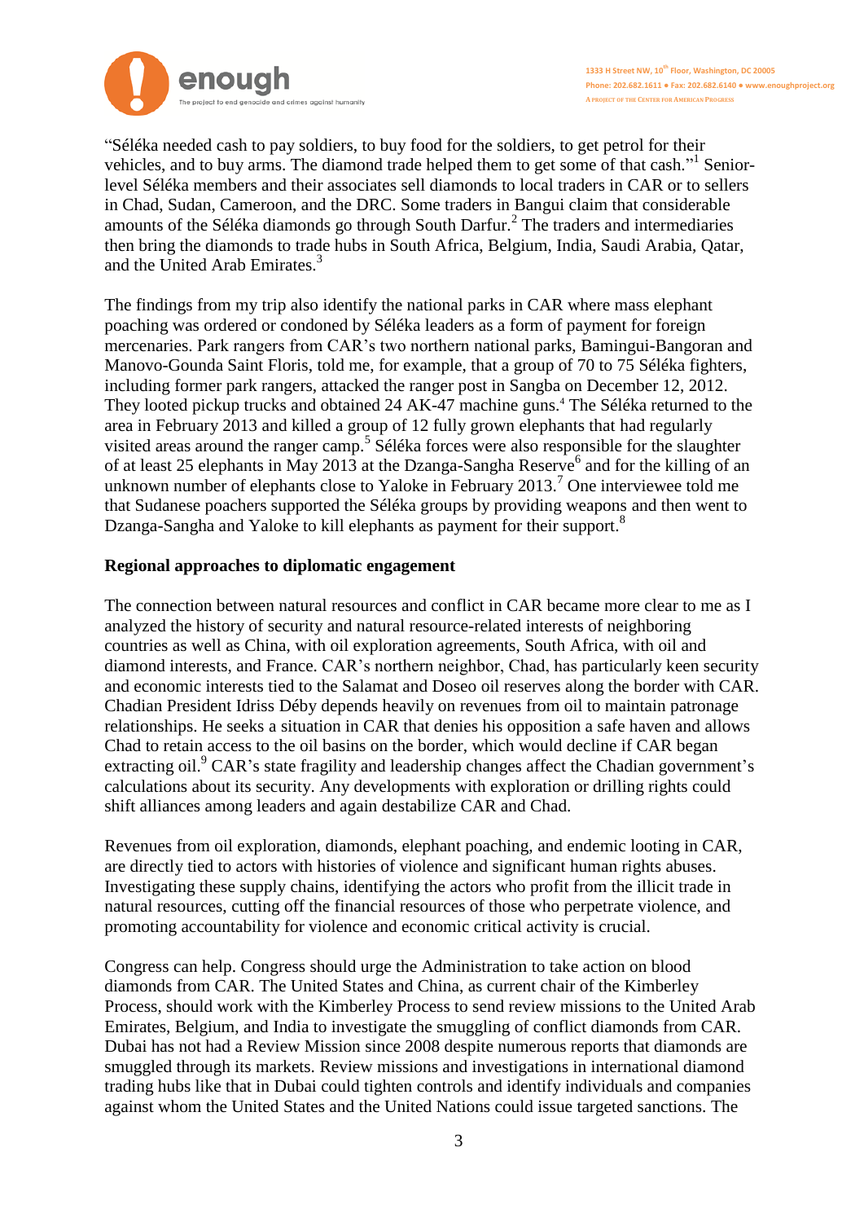"Séléka needed cash to pay soldiers, to buy food for the soldiers, to get petrol for their vehicles, and to buy arms. The diamond trade helped them to get some of that cash."[1] Senior-level Séléka members and their associates sell diamonds to local traders in CAR or to sellers in Chad, Sudan, Cameroon, and the DRC. Some traders in Bangui claim that considerable amounts of the Séléka diamonds go through South Darfur.[2] The traders and intermediaries then bring the diamonds to trade hubs in South Africa, Belgium, India, Saudi Arabia, Qatar, and the United Arab Emirates.[3]

The findings from my trip also identify the national parks in CAR where mass elephant poaching was ordered or condoned by Séléka leaders as a form of payment for foreign mercenaries. Park rangers from CAR's two northern national parks, Bamingui-Bangoran and Manovo-Gounda Saint Floris, told me, for example, that a group of 70 to 75 Séléka fighters, including former park rangers, attacked the ranger post in Sangba on December 12, 2012. They looted pickup trucks and obtained 24 AK-47 machine guns.[4] The Séléka returned to the area in February 2013 and killed a group of 12 fully grown elephants that had regularly visited areas around the ranger camp.[5] Séléka forces were also responsible for the slaughter of at least 25 elephants in May 2013 at the Dzanga-Sangha Reserve[6] and for the killing of an unknown number of elephants close to Yaloke in February 2013.[7] One interviewee told me that Sudanese poachers supported the Séléka groups by providing weapons and then went to Dzanga-Sangha and Yaloke to kill elephants as payment for their support.[8]

**Regional approaches to diplomatic engagement**

The connection between natural resources and conflict in CAR became more clear to me as I analyzed the history of security and natural resource-related interests of neighboring countries as well as China, with oil exploration agreements, South Africa, with oil and diamond interests, and France. CAR's northern neighbor, Chad, has particularly keen security and economic interests tied to the Salamat and Doseo oil reserves along the border with CAR. Chadian President Idriss Déby depends heavily on revenues from oil to maintain patronage relationships. He seeks a situation in CAR that denies his opposition a safe haven and allows Chad to retain access to the oil basins on the border, which would decline if CAR began extracting oil.[9] CAR's state fragility and leadership changes affect the Chadian government's calculations about its security. Any developments with exploration or drilling rights could shift alliances among leaders and again destabilize CAR and Chad.

Revenues from oil exploration, diamonds, elephant poaching, and endemic looting in CAR, are directly tied to actors with histories of violence and significant human rights abuses. Investigating these supply chains, identifying the actors who profit from the illicit trade in natural resources, cutting off the financial resources of those who perpetrate violence, and promoting accountability for violence and economic critical activity is crucial.

Congress can help. Congress should urge the Administration to take action on blood diamonds from CAR. The United States and China, as current chair of the Kimberley Process, should work with the Kimberley Process to send review missions to the United Arab Emirates, Belgium, and India to investigate the smuggling of conflict diamonds from CAR. Dubai has not had a Review Mission since 2008 despite numerous reports that diamonds are smuggled through its markets. Review missions and investigations in international diamond trading hubs like that in Dubai could tighten controls and identify individuals and companies against whom the United States and the United Nations could issue targeted sanctions. The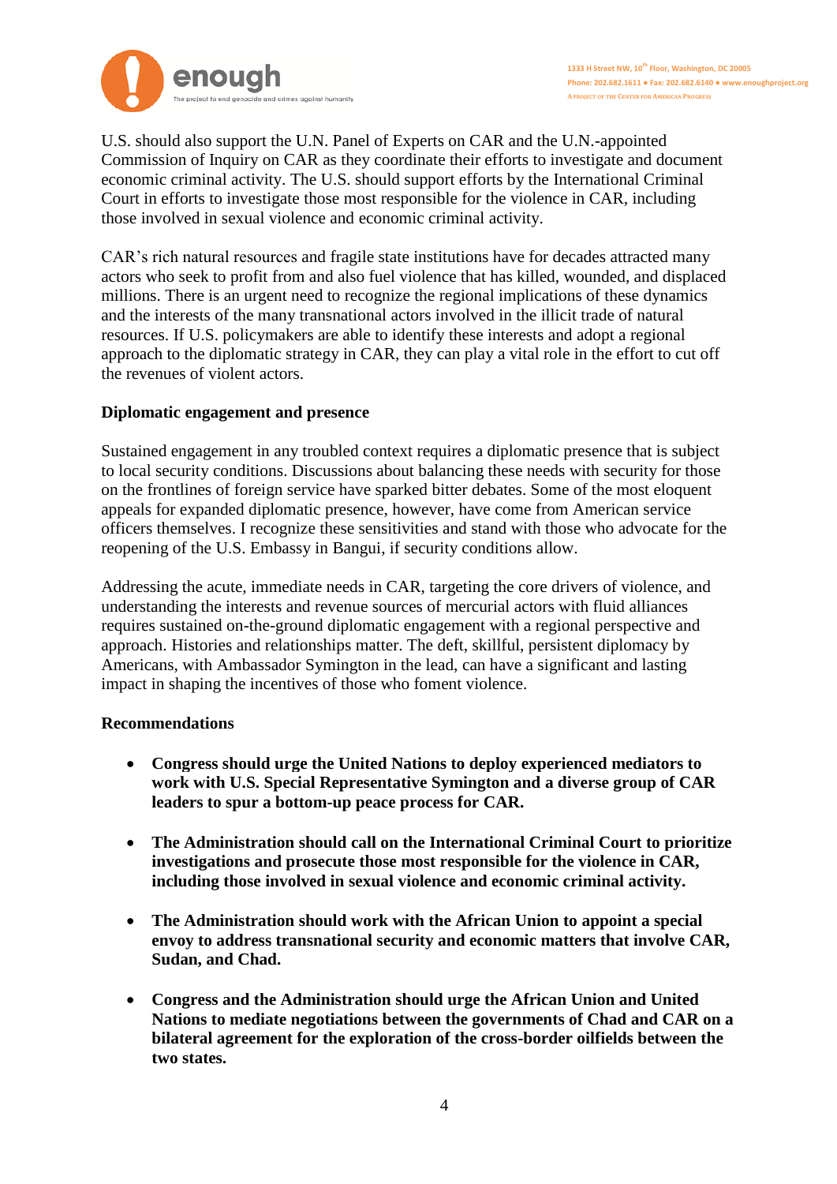U.S. should also support the U.N. Panel of Experts on CAR and the U.N.-appointed Commission of Inquiry on CAR as they coordinate their efforts to investigate and document economic criminal activity. The U.S. should support efforts by the International Criminal Court in efforts to investigate those most responsible for the violence in CAR, including those involved in sexual violence and economic criminal activity.

CAR's rich natural resources and fragile state institutions have for decades attracted many actors who seek to profit from and also fuel violence that has killed, wounded, and displaced millions. There is an urgent need to recognize the regional implications of these dynamics and the interests of the many transnational actors involved in the illicit trade of natural resources. If U.S. policymakers are able to identify these interests and adopt a regional approach to the diplomatic strategy in CAR, they can play a vital role in the effort to cut off the revenues of violent actors.

**Diplomatic engagement and presence**

Sustained engagement in any troubled context requires a diplomatic presence that is subject to local security conditions. Discussions about balancing these needs with security for those on the frontlines of foreign service have sparked bitter debates. Some of the most eloquent appeals for expanded diplomatic presence, however, have come from American service officers themselves. I recognize these sensitivities and stand with those who advocate for the reopening of the U.S. Embassy in Bangui, if security conditions allow.

Addressing the acute, immediate needs in CAR, targeting the core drivers of violence, and understanding the interests and revenue sources of mercurial actors with fluid alliances requires sustained on-the-ground diplomatic engagement with a regional perspective and approach. Histories and relationships matter. The deft, skillful, persistent diplomacy by Americans, with Ambassador Symington in the lead, can have a significant and lasting impact in shaping the incentives of those who foment violence.

**Recommendations**

- **Congress should urge the United Nations to deploy experienced mediators to work with U.S. Special Representative Symington and a diverse group of CAR leaders to spur a bottom-up peace process for CAR.**

- **The Administration should call on the International Criminal Court to prioritize investigations and prosecute those most responsible for the violence in CAR, including those involved in sexual violence and economic criminal activity.**

- **The Administration should work with the African Union to appoint a special envoy to address transnational security and economic matters that involve CAR, Sudan, and Chad.**

- **Congress and the Administration should urge the African Union and United Nations to mediate negotiations between the governments of Chad and CAR on a bilateral agreement for the exploration of the cross-border oilfields between the two states.**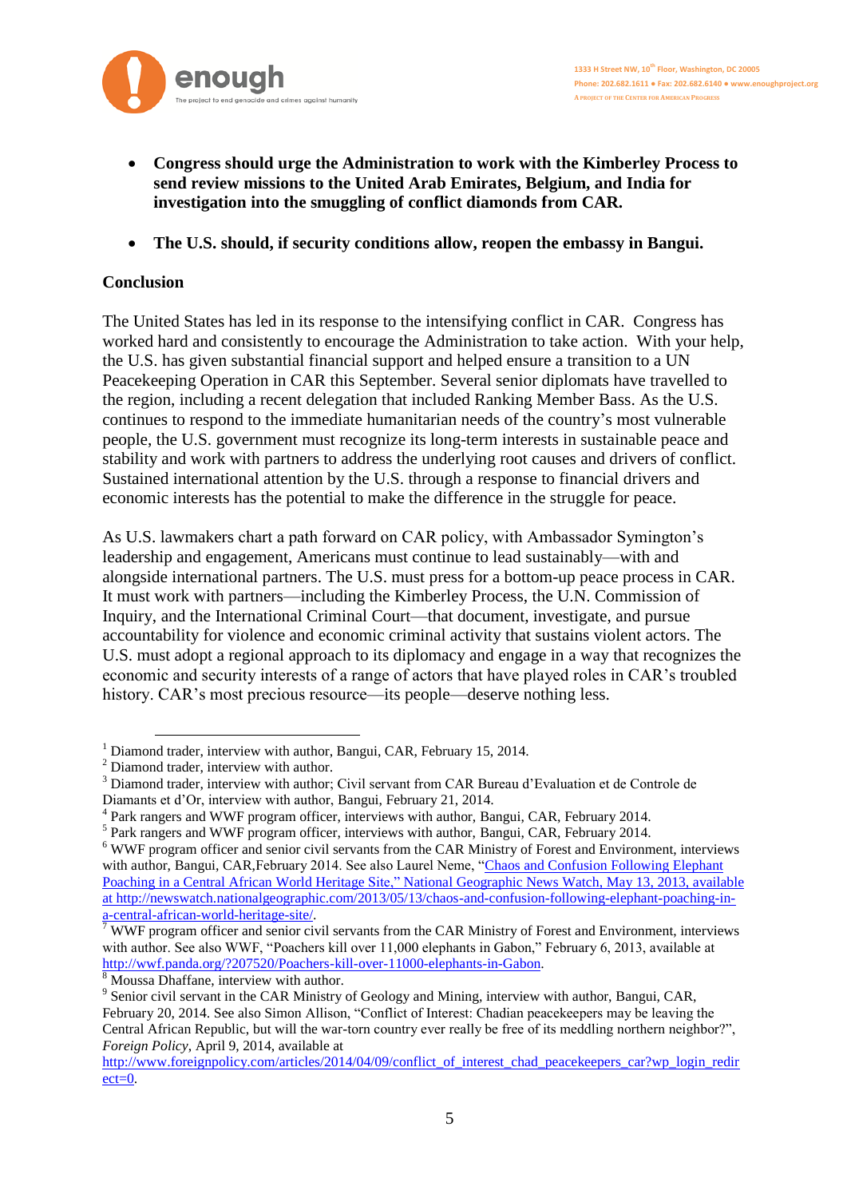- **Congress should urge the Administration to work with the Kimberley Process to send review missions to the United Arab Emirates, Belgium, and India for investigation into the smuggling of conflict diamonds from CAR.**

- **The U.S. should, if security conditions allow, reopen the embassy in Bangui.**

## Conclusion

The United States has led in its response to the intensifying conflict in CAR. Congress has worked hard and consistently to encourage the Administration to take action. With your help, the U.S. has given substantial financial support and helped ensure a transition to a UN Peacekeeping Operation in CAR this September. Several senior diplomats have travelled to the region, including a recent delegation that included Ranking Member Bass. As the U.S. continues to respond to the immediate humanitarian needs of the country's most vulnerable people, the U.S. government must recognize its long-term interests in sustainable peace and stability and work with partners to address the underlying root causes and drivers of conflict. Sustained international attention by the U.S. through a response to financial drivers and economic interests has the potential to make the difference in the struggle for peace.

As U.S. lawmakers chart a path forward on CAR policy, with Ambassador Symington's leadership and engagement, Americans must continue to lead sustainably—with and alongside international partners. The U.S. must press for a bottom-up peace process in CAR. It must work with partners—including the Kimberley Process, the U.N. Commission of Inquiry, and the International Criminal Court—that document, investigate, and pursue accountability for violence and economic criminal activity that sustains violent actors. The U.S. must adopt a regional approach to its diplomacy and engage in a way that recognizes the economic and security interests of a range of actors that have played roles in CAR's troubled history. CAR's most precious resource—its people—deserve nothing less.

---

[1] Diamond trader, interview with author, Bangui, CAR, February 15, 2014.

[2] Diamond trader, interview with author.

[3] Diamond trader, interview with author; Civil servant from CAR Bureau d'Evaluation et de Controle de Diamants et d'Or, interview with author, Bangui, February 21, 2014.

[4] Park rangers and WWF program officer, interviews with author, Bangui, CAR, February 2014.

[5] Park rangers and WWF program officer, interviews with author, Bangui, CAR, February 2014.

[6] WWF program officer and senior civil servants from the CAR Ministry of Forest and Environment, interviews with author, Bangui, CAR,February 2014. See also Laurel Neme, "Chaos and Confusion Following Elephant Poaching in a Central African World Heritage Site," National Geographic News Watch, May 13, 2013, available at http://newswatch.nationalgeographic.com/2013/05/13/chaos-and-confusion-following-elephant-poaching-in-a-central-african-world-heritage-site/.

[7] WWF program officer and senior civil servants from the CAR Ministry of Forest and Environment, interviews with author. See also WWF, "Poachers kill over 11,000 elephants in Gabon," February 6, 2013, available at http://wwf.panda.org/?207520/Poachers-kill-over-11000-elephants-in-Gabon.

[8] Moussa Dhaffane, interview with author.

[9] Senior civil servant in the CAR Ministry of Geology and Mining, interview with author, Bangui, CAR, February 20, 2014. See also Simon Allison, "Conflict of Interest: Chadian peacekeepers may be leaving the Central African Republic, but will the war-torn country ever really be free of its meddling northern neighbor?", *Foreign Policy*, April 9, 2014, available at http://www.foreignpolicy.com/articles/2014/04/09/conflict_of_interest_chad_peacekeepers_car?wp_login_redirect=0.